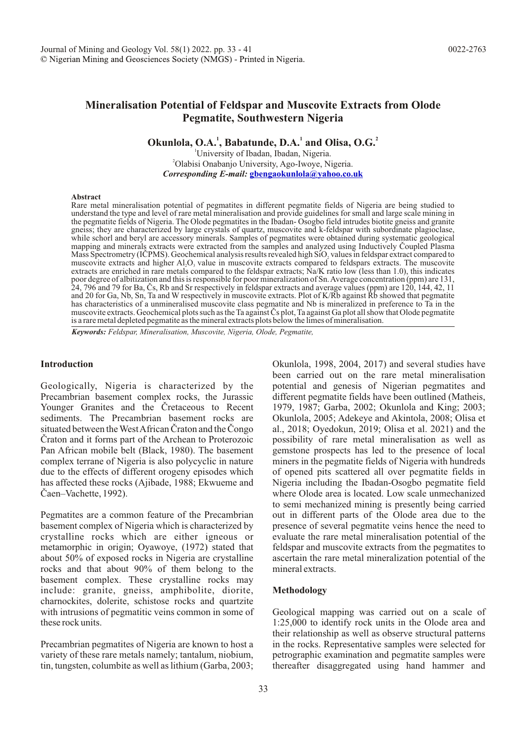# Mineralisation Potential of Feldspar and Muscovite Extracts from Olode Pegmatite, Southwestern Nigeria

**Okunlola, O.A.[1], Babatunde, D.A.[1] and Olisa, O.G.[2]**

[1]University of Ibadan, Ibadan, Nigeria.
[2]Olabisi Onabanjo University, Ago-Iwoye, Nigeria.
***Corresponding E-mail:*** **gbengaokunlola@yahoo.co.uk**

**Abstract**

Rare metal mineralisation potential of pegmatites in different pegmatite fields of Nigeria are being studied to understand the type and level of rare metal mineralisation and provide guidelines for small and large scale mining in the pegmatite fields of Nigeria. The Olode pegmatites in the Ibadan- Osogbo field intrudes biotite gneiss and granite gneiss; they are characterized by large crystals of quartz, muscovite and k-feldspar with subordinate plagioclase, while schorl and beryl are accessory minerals. Samples of pegmatites were obtained during systematic geological mapping and minerals extracts were extracted from the samples and analyzed using Inductively Čoupled Plasma Mass Spectrometry (IČPMS). Geochemical analysis results revealed high $SiO_2$ values in feldspar extract compared to muscovite extracts and higher $Al_2O_3$ value in muscovite extracts compared to feldspars extracts. The muscovite extracts are enriched in rare metals compared to the feldspar extracts; Na/K ratio low (less than 1.0), this indicates poor degree of albitization and this is responsible for poor mineralization of Sn. Average concentration (ppm) are 131, 24, 796 and 79 for Ba, Čs, Rb and Sr respectively in feldspar extracts and average values (ppm) are 120, 144, 42, 11 and 20 for Ga, Nb, Sn, Ta and W respectively in muscovite extracts. Plot of K/Rb against Rb showed that pegmatite has characteristics of a unmineralised muscovite class pegmatite and Nb is mineralized in preference to Ta in the muscovite extracts. Geochemical plots such as the Ta against Čs plot, Ta against Ga plot all show that Olode pegmatite is a rare metal depleted pegmatite as the mineral extracts plots below the limes of mineralisation.

***Keywords:*** *Feldspar, Mineralisation, Muscovite, Nigeria, Olode, Pegmatite,*

## Introduction

Geologically, Nigeria is characterized by the Precambrian basement complex rocks, the Jurassic Younger Granites and the Čretaceous to Recent sediments. The Precambrian basement rocks are situated between the West African Čraton and the Čongo Čraton and it forms part of the Archean to Proterozoic Pan African mobile belt (Black, 1980). The basement complex terrane of Nigeria is also polycyclic in nature due to the effects of different orogeny episodes which has affected these rocks (Ajibade, 1988; Ekwueme and Čaen–Vachette, 1992).

Pegmatites are a common feature of the Precambrian basement complex of Nigeria which is characterized by crystalline rocks which are either igneous or metamorphic in origin; Oyawoye, (1972) stated that about 50% of exposed rocks in Nigeria are crystalline rocks and that about 90% of them belong to the basement complex. These crystalline rocks may include: granite, gneiss, amphibolite, diorite, charnockites, dolerite, schistose rocks and quartzite with intrusions of pegmatitic veins common in some of these rock units.

Precambrian pegmatites of Nigeria are known to host a variety of these rare metals namely; tantalum, niobium, tin, tungsten, columbite as well as lithium (Garba, 2003; Okunlola, 1998, 2004, 2017) and several studies have been carried out on the rare metal mineralisation potential and genesis of Nigerian pegmatites and different pegmatite fields have been outlined (Matheis, 1979, 1987; Garba, 2002; Okunlola and King; 2003; Okunlola, 2005; Adekeye and Akintola, 2008; Olisa et al., 2018; Oyedokun, 2019; Olisa et al. 2021) and the possibility of rare metal mineralisation as well as gemstone prospects has led to the presence of local miners in the pegmatite fields of Nigeria with hundreds of opened pits scattered all over pegmatite fields in Nigeria including the Ibadan-Osogbo pegmatite field where Olode area is located. Low scale unmechanized to semi mechanized mining is presently being carried out in different parts of the Olode area due to the presence of several pegmatite veins hence the need to evaluate the rare metal mineralisation potential of the feldspar and muscovite extracts from the pegmatites to ascertain the rare metal mineralization potential of the mineral extracts.

## Methodology

Geological mapping was carried out on a scale of 1:25,000 to identify rock units in the Olode area and their relationship as well as observe structural patterns in the rocks. Representative samples were selected for petrographic examination and pegmatite samples were thereafter disaggregated using hand hammer and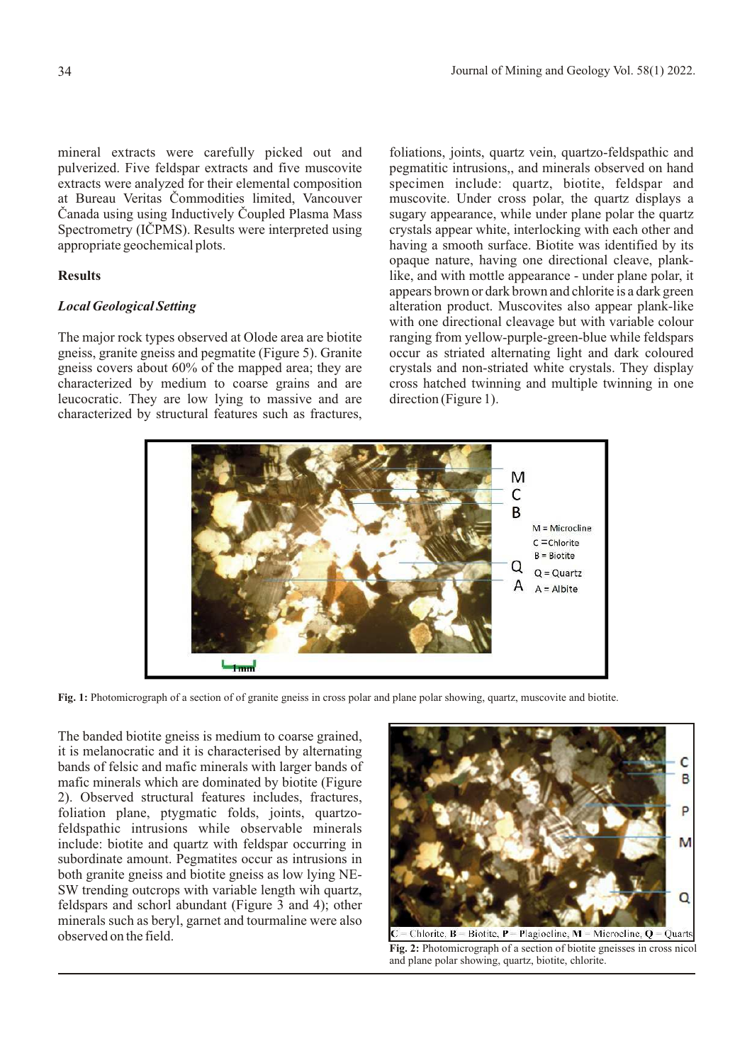mineral extracts were carefully picked out and pulverized. Five feldspar extracts and five muscovite extracts were analyzed for their elemental composition at Bureau Veritas Čommodities limited, Vancouver Čanada using using Inductively Čoupled Plasma Mass Spectrometry (IČPMS). Results were interpreted using appropriate geochemical plots.

## Results

### *Local Geological Setting*

The major rock types observed at Olode area are biotite gneiss, granite gneiss and pegmatite (Figure 5). Granite gneiss covers about 60% of the mapped area; they are characterized by medium to coarse grains and are leucocratic. They are low lying to massive and are characterized by structural features such as fractures, foliations, joints, quartz vein, quartzo-feldspathic and pegmatitic intrusions,, and minerals observed on hand specimen include: quartz, biotite, feldspar and muscovite. Under cross polar, the quartz displays a sugary appearance, while under plane polar the quartz crystals appear white, interlocking with each other and having a smooth surface. Biotite was identified by its opaque nature, having one directional cleave, plank-like, and with mottle appearance - under plane polar, it appears brown or dark brown and chlorite is a dark green alteration product. Muscovites also appear plank-like with one directional cleavage but with variable colour ranging from yellow-purple-green-blue while feldspars occur as striated alternating light and dark coloured crystals and non-striated white crystals. They display cross hatched twinning and multiple twinning in one direction (Figure 1).

M = Microcline, C = Chlorite, B = Biotite, Q = Quartz, A = Albite

**Fig. 1:** Photomicrograph of a section of of granite gneiss in cross polar and plane polar showing, quartz, muscovite and biotite.

The banded biotite gneiss is medium to coarse grained, it is melanocratic and it is characterised by alternating bands of felsic and mafic minerals with larger bands of mafic minerals which are dominated by biotite (Figure 2). Observed structural features includes, fractures, foliation plane, ptygmatic folds, joints, quartzo-feldspathic intrusions while observable minerals include: biotite and quartz with feldspar occurring in subordinate amount. Pegmatites occur as intrusions in both granite gneiss and biotite gneiss as low lying NE-SW trending outcrops with variable length wih quartz, feldspars and schorl abundant (Figure 3 and 4); other minerals such as beryl, garnet and tourmaline were also observed on the field.

C = Chlorite, B = Biotite, P = Plagiocline, M = Microcline, Q = Quarts

**Fig. 2:** Photomicrograph of a section of biotite gneisses in cross nicol and plane polar showing, quartz, biotite, chlorite.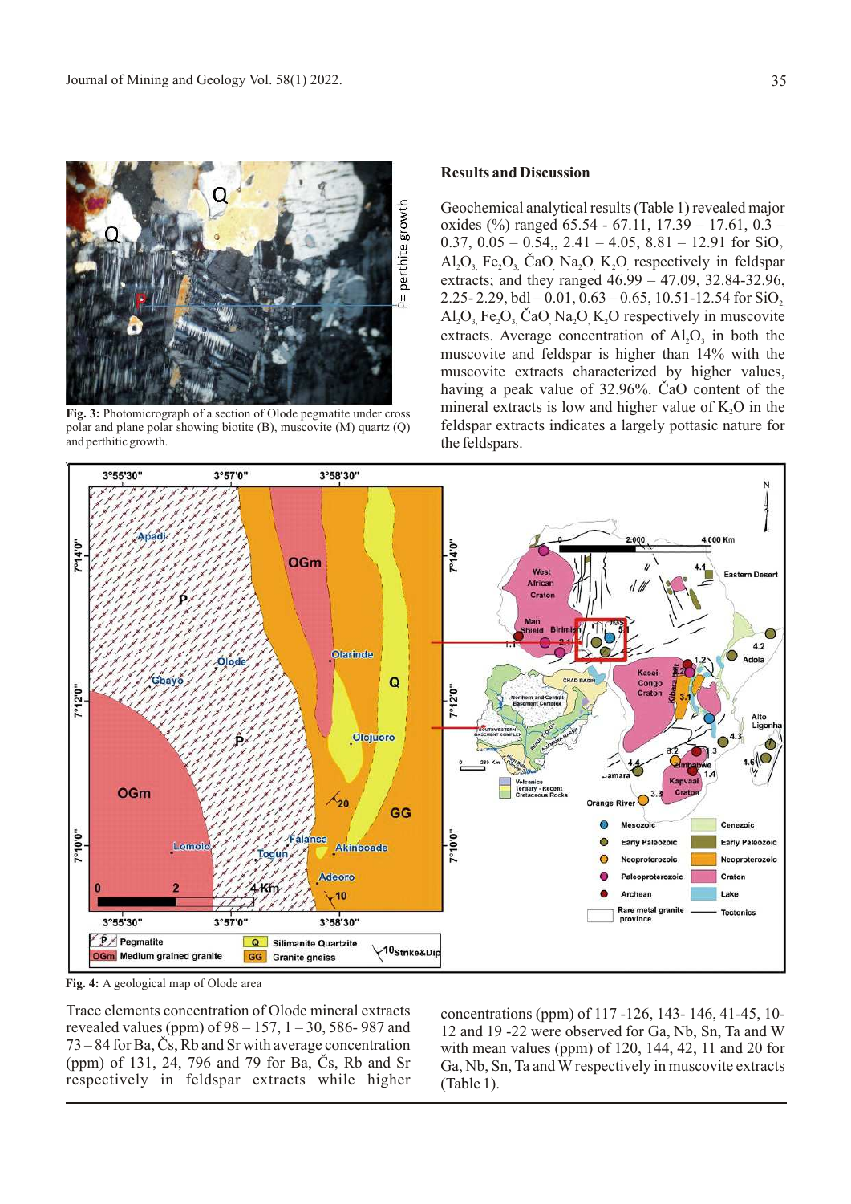Fig. 3: Photomicrograph of a section of Olode pegmatite under cross polar and plane polar showing biotite (B), muscovite (M) quartz (Q) and perthitic growth.

## Results and Discussion

Geochemical analytical results (Table 1) revealed major oxides (%) ranged 65.54 - 67.11, 17.39 – 17.61, 0.3 – 0.37, 0.05 – 0.54,, 2.41 – 4.05, 8.81 – 12.91 for $SiO_2$, $Al_2O_3$, $Fe_2O_3$, ČaO, $Na_2O$, $K_2O$ respectively in feldspar extracts; and they ranged 46.99 – 47.09, 32.84-32.96, 2.25- 2.29, bdl – 0.01, 0.63 – 0.65, 10.51-12.54 for $SiO_2$, $Al_2O_3$, $Fe_2O_3$, ČaO, $Na_2O$, $K_2O$ respectively in muscovite extracts. Average concentration of $Al_2O_3$ in both the muscovite and feldspar is higher than 14% with the muscovite extracts characterized by higher values, having a peak value of 32.96%. ČaO content of the mineral extracts is low and higher value of $K_2O$ in the feldspar extracts indicates a largely pottasic nature for the feldspars.

Fig. 4: A geological map of Olode area

Trace elements concentration of Olode mineral extracts revealed values (ppm) of 98 – 157, 1 – 30, 586- 987 and 73 – 84 for Ba, Čs, Rb and Sr with average concentration (ppm) of 131, 24, 796 and 79 for Ba, Čs, Rb and Sr respectively in feldspar extracts while higher concentrations (ppm) of 117 -126, 143- 146, 41-45, 10-12 and 19 -22 were observed for Ga, Nb, Sn, Ta and W with mean values (ppm) of 120, 144, 42, 11 and 20 for Ga, Nb, Sn, Ta and W respectively in muscovite extracts (Table 1).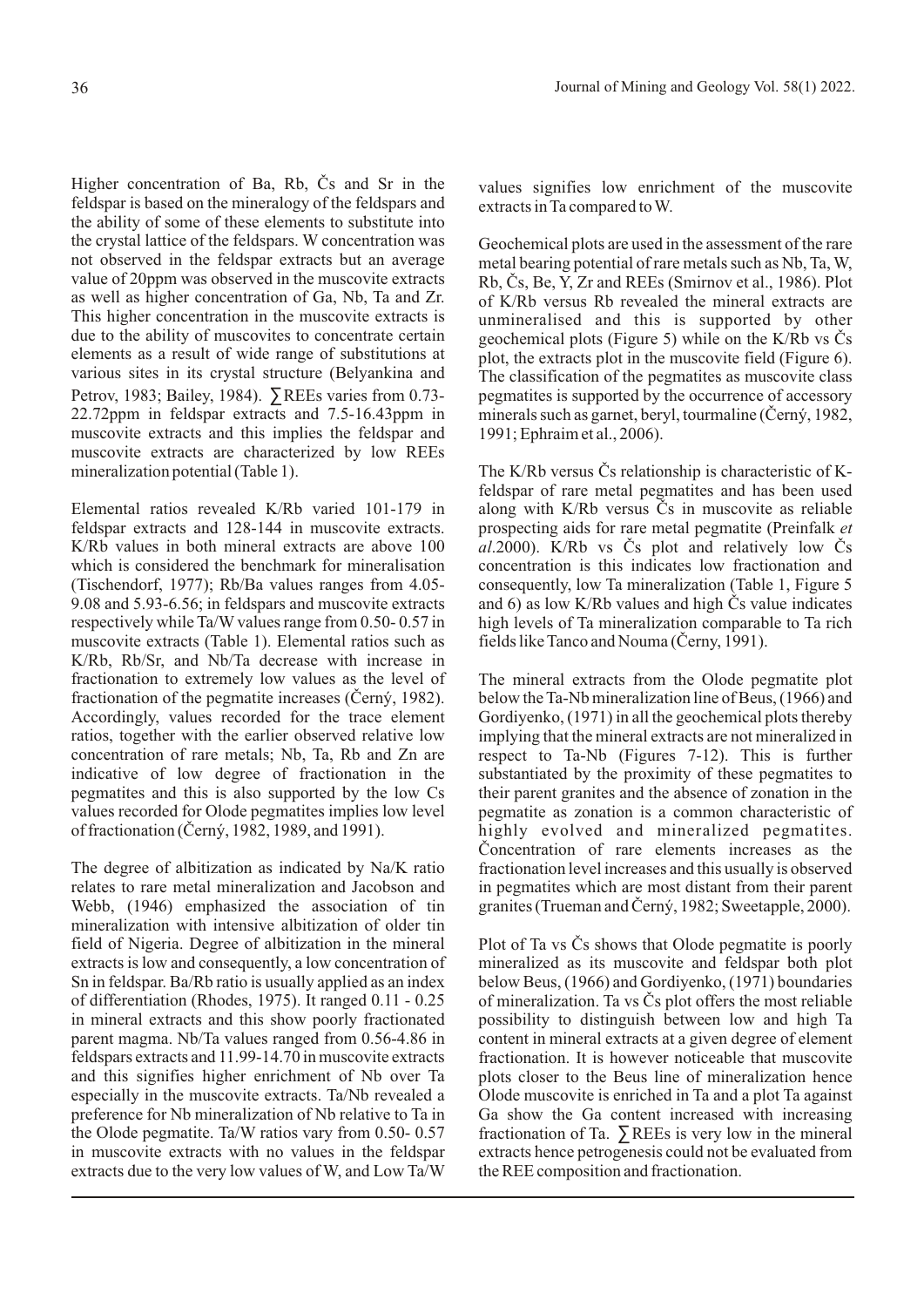Higher concentration of Ba, Rb, Čs and Sr in the feldspar is based on the mineralogy of the feldspars and the ability of some of these elements to substitute into the crystal lattice of the feldspars. W concentration was not observed in the feldspar extracts but an average value of 20ppm was observed in the muscovite extracts as well as higher concentration of Ga, Nb, Ta and Zr. This higher concentration in the muscovite extracts is due to the ability of muscovites to concentrate certain elements as a result of wide range of substitutions at various sites in its crystal structure (Belyankina and Petrov, 1983; Bailey, 1984). ∑REEs varies from 0.73-22.72ppm in feldspar extracts and 7.5-16.43ppm in muscovite extracts and this implies the feldspar and muscovite extracts are characterized by low REEs mineralization potential (Table 1).

Elemental ratios revealed K/Rb varied 101-179 in feldspar extracts and 128-144 in muscovite extracts. K/Rb values in both mineral extracts are above 100 which is considered the benchmark for mineralisation (Tischendorf, 1977); Rb/Ba values ranges from 4.05-9.08 and 5.93-6.56; in feldspars and muscovite extracts respectively while Ta/W values range from 0.50- 0.57 in muscovite extracts (Table 1). Elemental ratios such as K/Rb, Rb/Sr, and Nb/Ta decrease with increase in fractionation to extremely low values as the level of fractionation of the pegmatite increases (Černý, 1982). Accordingly, values recorded for the trace element ratios, together with the earlier observed relative low concentration of rare metals; Nb, Ta, Rb and Zn are indicative of low degree of fractionation in the pegmatites and this is also supported by the low Cs values recorded for Olode pegmatites implies low level of fractionation (Černý, 1982, 1989, and 1991).

The degree of albitization as indicated by Na/K ratio relates to rare metal mineralization and Jacobson and Webb, (1946) emphasized the association of tin mineralization with intensive albitization of older tin field of Nigeria. Degree of albitization in the mineral extracts is low and consequently, a low concentration of Sn in feldspar. Ba/Rb ratio is usually applied as an index of differentiation (Rhodes, 1975). It ranged 0.11 - 0.25 in mineral extracts and this show poorly fractionated parent magma. Nb/Ta values ranged from 0.56-4.86 in feldspars extracts and 11.99-14.70 in muscovite extracts and this signifies higher enrichment of Nb over Ta especially in the muscovite extracts. Ta/Nb revealed a preference for Nb mineralization of Nb relative to Ta in the Olode pegmatite. Ta/W ratios vary from 0.50- 0.57 in muscovite extracts with no values in the feldspar extracts due to the very low values of W, and Low Ta/W values signifies low enrichment of the muscovite extracts in Ta compared to W.

Geochemical plots are used in the assessment of the rare metal bearing potential of rare metals such as Nb, Ta, W, Rb, Čs, Be, Y, Zr and REEs (Smirnov et al., 1986). Plot of K/Rb versus Rb revealed the mineral extracts are unmineralised and this is supported by other geochemical plots (Figure 5) while on the K/Rb vs Čs plot, the extracts plot in the muscovite field (Figure 6). The classification of the pegmatites as muscovite class pegmatites is supported by the occurrence of accessory minerals such as garnet, beryl, tourmaline (Černý, 1982, 1991; Ephraim et al., 2006).

The K/Rb versus Čs relationship is characteristic of K-feldspar of rare metal pegmatites and has been used along with K/Rb versus Čs in muscovite as reliable prospecting aids for rare metal pegmatite (Preinfalk *et al*.2000). K/Rb vs Čs plot and relatively low Čs concentration is this indicates low fractionation and consequently, low Ta mineralization (Table 1, Figure 5 and 6) as low K/Rb values and high Čs value indicates high levels of Ta mineralization comparable to Ta rich fields like Tanco and Nouma (Černy, 1991).

The mineral extracts from the Olode pegmatite plot below the Ta-Nb mineralization line of Beus, (1966) and Gordiyenko, (1971) in all the geochemical plots thereby implying that the mineral extracts are not mineralized in respect to Ta-Nb (Figures 7-12). This is further substantiated by the proximity of these pegmatites to their parent granites and the absence of zonation in the pegmatite as zonation is a common characteristic of highly evolved and mineralized pegmatites. Čoncentration of rare elements increases as the fractionation level increases and this usually is observed in pegmatites which are most distant from their parent granites (Trueman and Černý, 1982; Sweetapple, 2000).

Plot of Ta vs Čs shows that Olode pegmatite is poorly mineralized as its muscovite and feldspar both plot below Beus, (1966) and Gordiyenko, (1971) boundaries of mineralization. Ta vs Čs plot offers the most reliable possibility to distinguish between low and high Ta content in mineral extracts at a given degree of element fractionation. It is however noticeable that muscovite plots closer to the Beus line of mineralization hence Olode muscovite is enriched in Ta and a plot Ta against Ga show the Ga content increased with increasing fractionation of Ta. ∑REEs is very low in the mineral extracts hence petrogenesis could not be evaluated from the REE composition and fractionation.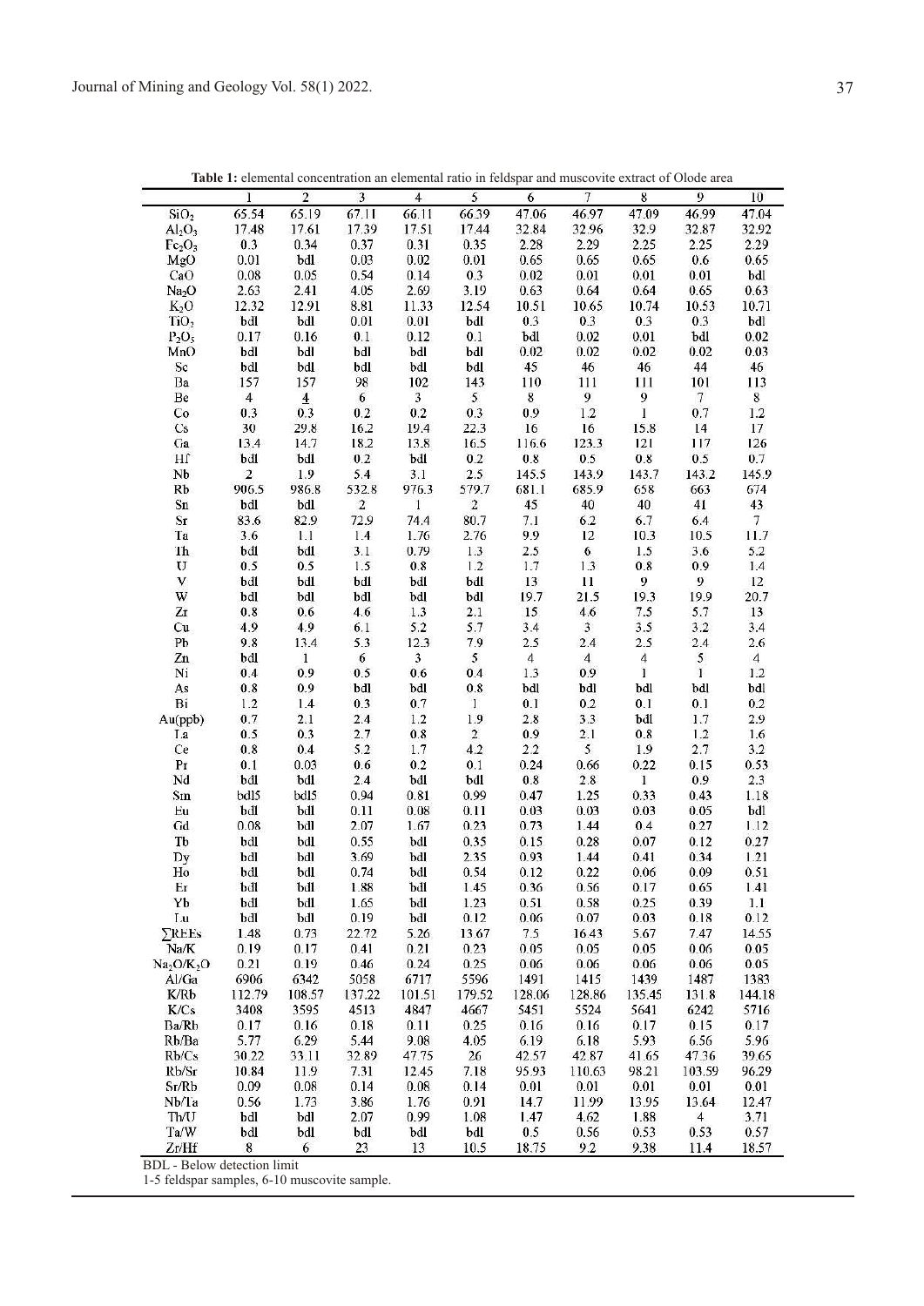**Table 1:** elemental concentration an elemental ratio in feldspar and muscovite extract of Olode area

| | 1 | 2 | 3 | 4 | 5 | 6 | 7 | 8 | 9 | 10 |
|---|---|---|---|---|---|---|---|---|---|---|
| $SiO_2$ | 65.54 | 65.19 | 67.11 | 66.11 | 66.39 | 47.06 | 46.97 | 47.09 | 46.99 | 47.04 |
| $Al_2O_3$ | 17.48 | 17.61 | 17.39 | 17.51 | 17.44 | 32.84 | 32.96 | 32.9 | 32.87 | 32.92 |
| $Fe_2O_3$ | 0.3 | 0.34 | 0.37 | 0.31 | 0.35 | 2.28 | 2.29 | 2.25 | 2.25 | 2.29 |
| MgO | 0.01 | bdl | 0.03 | 0.02 | 0.01 | 0.65 | 0.65 | 0.65 | 0.6 | 0.65 |
| CaO | 0.08 | 0.05 | 0.54 | 0.14 | 0.3 | 0.02 | 0.01 | 0.01 | 0.01 | bdl |
| $Na_2O$ | 2.63 | 2.41 | 4.05 | 2.69 | 3.19 | 0.63 | 0.64 | 0.64 | 0.65 | 0.63 |
| $K_2O$ | 12.32 | 12.91 | 8.81 | 11.33 | 12.54 | 10.51 | 10.65 | 10.74 | 10.53 | 10.71 |
| $TiO_2$ | bdl | bdl | 0.01 | 0.01 | bdl | 0.3 | 0.3 | 0.3 | 0.3 | bdl |
| $P_2O_5$ | 0.17 | 0.16 | 0.1 | 0.12 | 0.1 | bdl | 0.02 | 0.01 | bdl | 0.02 |
| MnO | bdl | bdl | bdl | bdl | bdl | 0.02 | 0.02 | 0.02 | 0.02 | 0.03 |
| Sc | bdl | bdl | bdl | bdl | bdl | 45 | 46 | 46 | 44 | 46 |
| Ba | 157 | 157 | 98 | 102 | 143 | 110 | 111 | 111 | 101 | 113 |
| Be | 4 | 4 | 6 | 3 | 5 | 8 | 9 | 9 | 7 | 8 |
| Co | 0.3 | 0.3 | 0.2 | 0.2 | 0.3 | 0.9 | 1.2 | 1 | 0.7 | 1.2 |
| Cs | 30 | 29.8 | 16.2 | 19.4 | 22.3 | 16 | 16 | 15.8 | 14 | 17 |
| Ga | 13.4 | 14.7 | 18.2 | 13.8 | 16.5 | 116.6 | 123.3 | 121 | 117 | 126 |
| Hf | bdl | bdl | 0.2 | bdl | 0.2 | 0.8 | 0.5 | 0.8 | 0.5 | 0.7 |
| Nb | 2 | 1.9 | 5.4 | 3.1 | 2.5 | 145.5 | 143.9 | 143.7 | 143.2 | 145.9 |
| Rb | 906.5 | 986.8 | 532.8 | 976.3 | 579.7 | 681.1 | 685.9 | 658 | 663 | 674 |
| Sn | bdl | bdl | 2 | 1 | 2 | 45 | 40 | 40 | 41 | 43 |
| Sr | 83.6 | 82.9 | 72.9 | 74.4 | 80.7 | 7.1 | 6.2 | 6.7 | 6.4 | 7 |
| Ta | 3.6 | 1.1 | 1.4 | 1.76 | 2.76 | 9.9 | 12 | 10.3 | 10.5 | 11.7 |
| Th | bdl | bdl | 3.1 | 0.79 | 1.3 | 2.5 | 6 | 1.5 | 3.6 | 5.2 |
| U | 0.5 | 0.5 | 1.5 | 0.8 | 1.2 | 1.7 | 1.3 | 0.8 | 0.9 | 1.4 |
| V | bdl | bdl | bdl | bdl | bdl | 13 | 11 | 9 | 9 | 12 |
| W | bdl | bdl | bdl | bdl | bdl | 19.7 | 21.5 | 19.3 | 19.9 | 20.7 |
| Zr | 0.8 | 0.6 | 4.6 | 1.3 | 2.1 | 15 | 4.6 | 7.5 | 5.7 | 13 |
| Cu | 4.9 | 4.9 | 6.1 | 5.2 | 5.7 | 3.4 | 3 | 3.5 | 3.2 | 3.4 |
| Pb | 9.8 | 13.4 | 5.3 | 12.3 | 7.9 | 2.5 | 2.4 | 2.5 | 2.4 | 2.6 |
| Zn | bdl | 1 | 6 | 3 | 5 | 4 | 4 | 4 | 5 | 4 |
| Ni | 0.4 | 0.9 | 0.5 | 0.6 | 0.4 | 1.3 | 0.9 | 1 | 1 | 1.2 |
| As | 0.8 | 0.9 | bdl | bdl | 0.8 | bdl | bdl | bdl | bdl | bdl |
| Bi | 1.2 | 1.4 | 0.3 | 0.7 | 1 | 0.1 | 0.2 | 0.1 | 0.1 | 0.2 |
| Au(ppb) | 0.7 | 2.1 | 2.4 | 1.2 | 1.9 | 2.8 | 3.3 | bdl | 1.7 | 2.9 |
| La | 0.5 | 0.3 | 2.7 | 0.8 | 2 | 0.9 | 2.1 | 0.8 | 1.2 | 1.6 |
| Ce | 0.8 | 0.4 | 5.2 | 1.7 | 4.2 | 2.2 | 5 | 1.9 | 2.7 | 3.2 |
| Pr | 0.1 | 0.03 | 0.6 | 0.2 | 0.1 | 0.24 | 0.66 | 0.22 | 0.15 | 0.53 |
| Nd | bdl | bdl | 2.4 | bdl | bdl | 0.8 | 2.8 | 1 | 0.9 | 2.3 |
| Sm | bdl5 | bdl5 | 0.94 | 0.81 | 0.99 | 0.47 | 1.25 | 0.33 | 0.43 | 1.18 |
| Eu | bdl | bdl | 0.11 | 0.08 | 0.11 | 0.03 | 0.03 | 0.03 | 0.05 | bdl |
| Gd | 0.08 | bdl | 2.07 | 1.67 | 0.23 | 0.73 | 1.44 | 0.4 | 0.27 | 1.12 |
| Tb | bdl | bdl | 0.55 | bdl | 0.35 | 0.15 | 0.28 | 0.07 | 0.12 | 0.27 |
| Dy | bdl | bdl | 3.69 | bdl | 2.35 | 0.93 | 1.44 | 0.41 | 0.34 | 1.21 |
| Ho | bdl | bdl | 0.74 | bdl | 0.54 | 0.12 | 0.22 | 0.06 | 0.09 | 0.51 |
| Er | bdl | bdl | 1.88 | bdl | 1.45 | 0.36 | 0.56 | 0.17 | 0.65 | 1.41 |
| Yb | bdl | bdl | 1.65 | bdl | 1.23 | 0.51 | 0.58 | 0.25 | 0.39 | 1.1 |
| Lu | bdl | bdl | 0.19 | bdl | 0.12 | 0.06 | 0.07 | 0.03 | 0.18 | 0.12 |
| ∑REEs | 1.48 | 0.73 | 22.72 | 5.26 | 13.67 | 7.5 | 16.43 | 5.67 | 7.47 | 14.55 |
| Na/K | 0.19 | 0.17 | 0.41 | 0.21 | 0.23 | 0.05 | 0.05 | 0.05 | 0.06 | 0.05 |
| $Na_2O/K_2O$ | 0.21 | 0.19 | 0.46 | 0.24 | 0.25 | 0.06 | 0.06 | 0.06 | 0.06 | 0.05 |
| Al/Ga | 6906 | 6342 | 5058 | 6717 | 5596 | 1491 | 1415 | 1439 | 1487 | 1383 |
| K/Rb | 112.79 | 108.57 | 137.22 | 101.51 | 179.52 | 128.06 | 128.86 | 135.45 | 131.8 | 144.18 |
| K/Cs | 3408 | 3595 | 4513 | 4847 | 4667 | 5451 | 5524 | 5641 | 6242 | 5716 |
| Ba/Rb | 0.17 | 0.16 | 0.18 | 0.11 | 0.25 | 0.16 | 0.16 | 0.17 | 0.15 | 0.17 |
| Rb/Ba | 5.77 | 6.29 | 5.44 | 9.08 | 4.05 | 6.19 | 6.18 | 5.93 | 6.56 | 5.96 |
| Rb/Cs | 30.22 | 33.11 | 32.89 | 47.75 | 26 | 42.57 | 42.87 | 41.65 | 47.36 | 39.65 |
| Rb/Sr | 10.84 | 11.9 | 7.31 | 12.45 | 7.18 | 95.93 | 110.63 | 98.21 | 103.59 | 96.29 |
| Sr/Rb | 0.09 | 0.08 | 0.14 | 0.08 | 0.14 | 0.01 | 0.01 | 0.01 | 0.01 | 0.01 |
| Nb/Ta | 0.56 | 1.73 | 3.86 | 1.76 | 0.91 | 14.7 | 11.99 | 13.95 | 13.64 | 12.47 |
| Th/U | bdl | bdl | 2.07 | 0.99 | 1.08 | 1.47 | 4.62 | 1.88 | 4 | 3.71 |
| Ta/W | bdl | bdl | bdl | bdl | bdl | 0.5 | 0.56 | 0.53 | 0.53 | 0.57 |
| Zr/Hf | 8 | 6 | 23 | 13 | 10.5 | 18.75 | 9.2 | 9.38 | 11.4 | 18.57 |

BDL - Below detection limit

1-5 feldspar samples, 6-10 muscovite sample.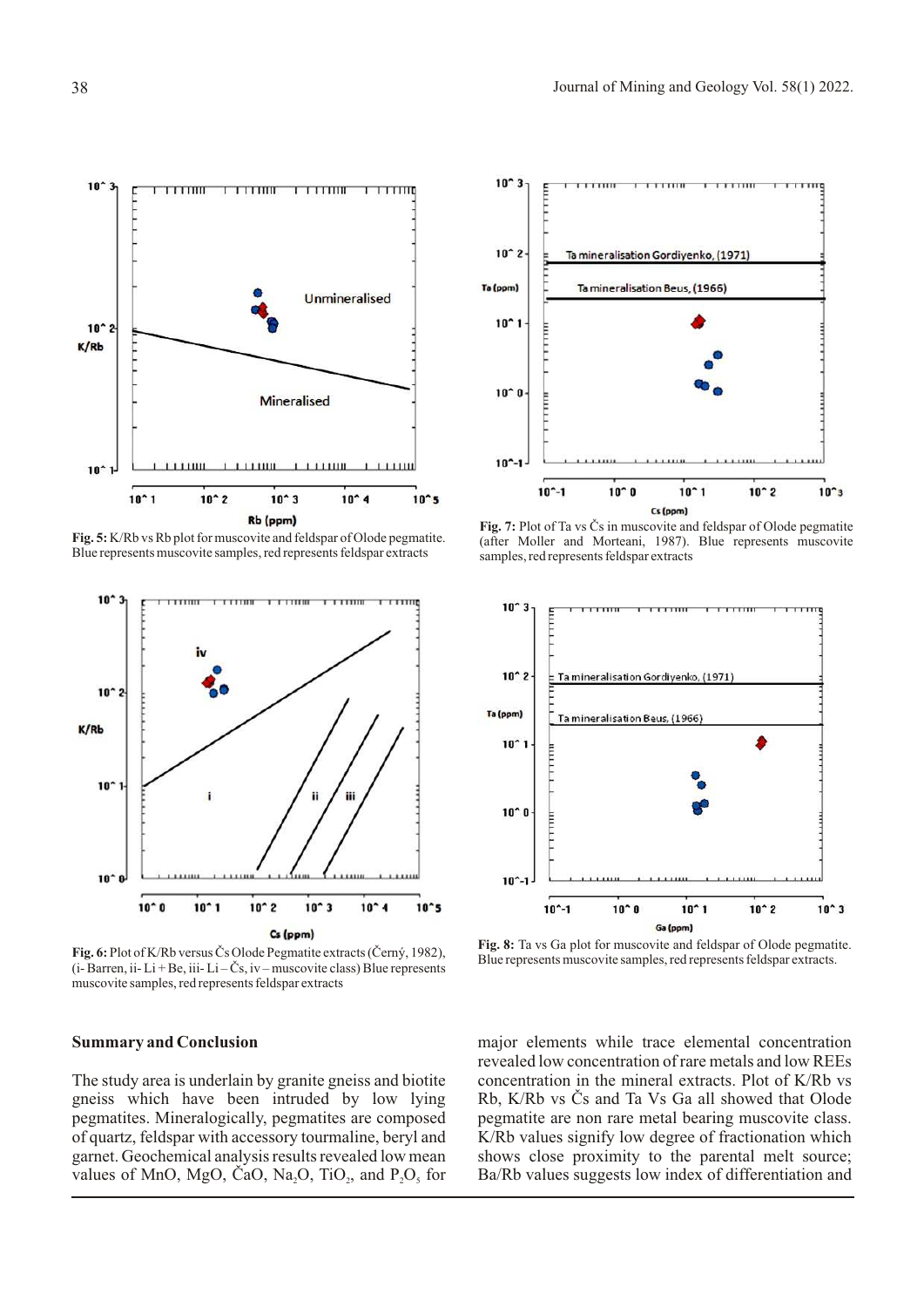**Fig. 5:** K/Rb vs Rb plot for muscovite and feldspar of Olode pegmatite. Blue represents muscovite samples, red represents feldspar extracts

**Fig. 7:** Plot of Ta vs Čs in muscovite and feldspar of Olode pegmatite (after Moller and Morteani, 1987). Blue represents muscovite samples, red represents feldspar extracts

**Fig. 6:** Plot of K/Rb versus Čs Olode Pegmatite extracts (Černý, 1982), (i- Barren, ii- Li + Be, iii- Li – Čs, iv – muscovite class) Blue represents muscovite samples, red represents feldspar extracts

**Fig. 8:** Ta vs Ga plot for muscovite and feldspar of Olode pegmatite. Blue represents muscovite samples, red represents feldspar extracts.

## Summary and Conclusion

The study area is underlain by granite gneiss and biotite gneiss which have been intruded by low lying pegmatites. Mineralogically, pegmatites are composed of quartz, feldspar with accessory tourmaline, beryl and garnet. Geochemical analysis results revealed low mean values of MnO, MgO, ČaO, $Na_2O$, $TiO_2$, and $P_2O_5$ for major elements while trace elemental concentration revealed low concentration of rare metals and low REEs concentration in the mineral extracts. Plot of K/Rb vs Rb, K/Rb vs Čs and Ta Vs Ga all showed that Olode pegmatite are non rare metal bearing muscovite class. K/Rb values signify low degree of fractionation which shows close proximity to the parental melt source; Ba/Rb values suggests low index of differentiation and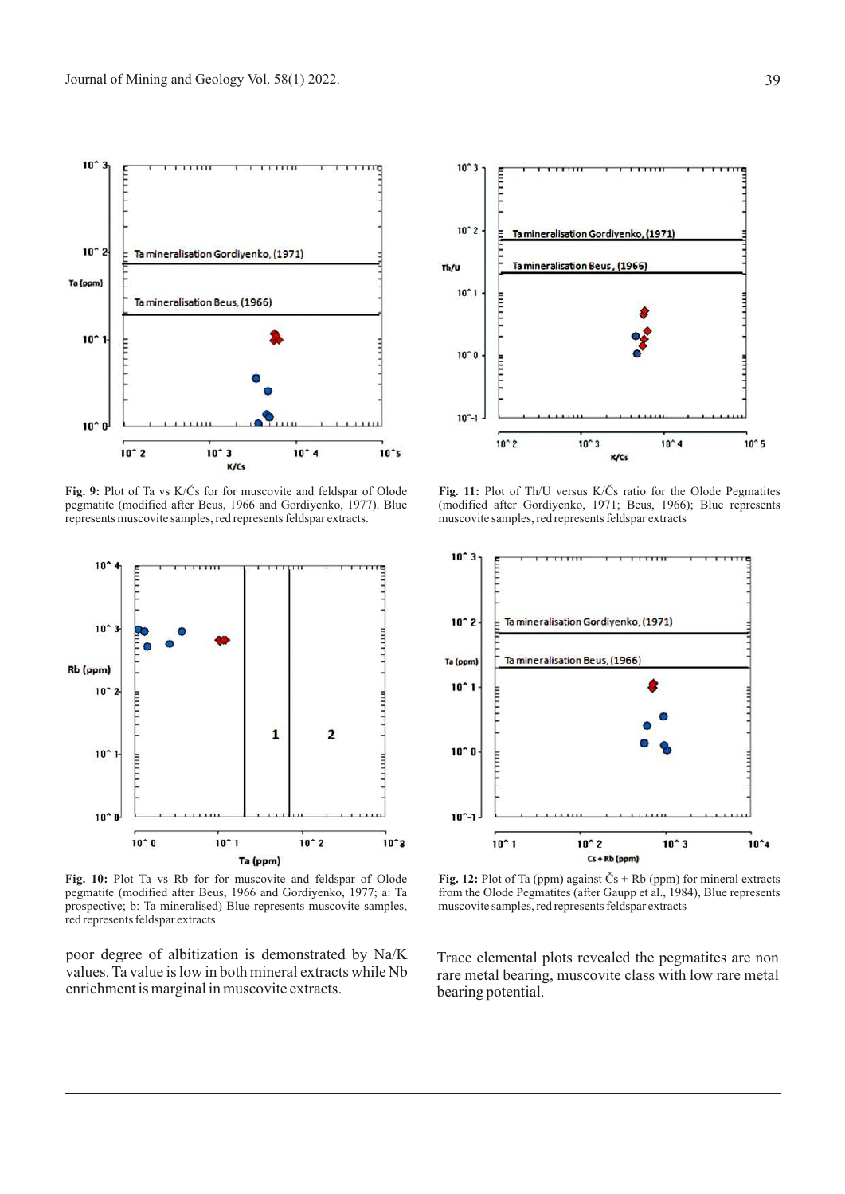**Fig. 9:** Plot of Ta vs K/Čs for for muscovite and feldspar of Olode pegmatite (modified after Beus, 1966 and Gordiyenko, 1977). Blue represents muscovite samples, red represents feldspar extracts.

**Fig. 11:** Plot of Th/U versus K/Čs ratio for the Olode Pegmatites (modified after Gordiyenko, 1971; Beus, 1966); Blue represents muscovite samples, red represents feldspar extracts

**Fig. 10:** Plot Ta vs Rb for for muscovite and feldspar of Olode pegmatite (modified after Beus, 1966 and Gordiyenko, 1977; a: Ta prospective; b: Ta mineralised) Blue represents muscovite samples, red represents feldspar extracts

**Fig. 12:** Plot of Ta (ppm) against Čs + Rb (ppm) for mineral extracts from the Olode Pegmatites (after Gaupp et al., 1984), Blue represents muscovite samples, red represents feldspar extracts

poor degree of albitization is demonstrated by Na/K values. Ta value is low in both mineral extracts while Nb enrichment is marginal in muscovite extracts.

Trace elemental plots revealed the pegmatites are non rare metal bearing, muscovite class with low rare metal bearing potential.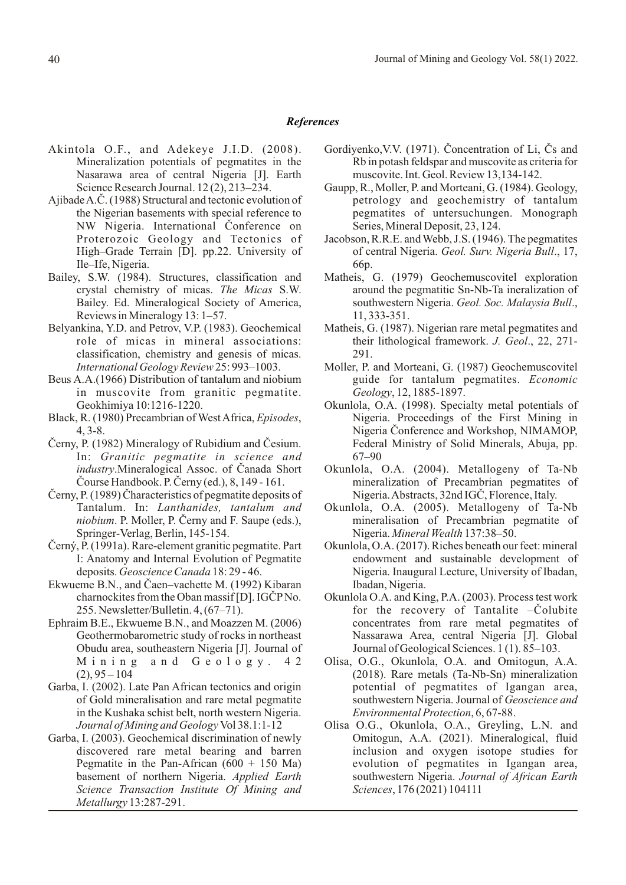## *References*

Akintola O.F., and Adekeye J.I.D. (2008). Mineralization potentials of pegmatites in the Nasarawa area of central Nigeria [J]. Earth Science Research Journal. 12 (2), 213–234.

Ajibade A.Č. (1988) Structural and tectonic evolution of the Nigerian basements with special reference to NW Nigeria. International Čonference on Proterozoic Geology and Tectonics of High–Grade Terrain [D]. pp.22. University of Ile–Ife, Nigeria.

Bailey, S.W. (1984). Structures, classification and crystal chemistry of micas. *The Micas* S.W. Bailey. Ed. Mineralogical Society of America, Reviews in Mineralogy 13: 1–57.

Belyankina, Y.D. and Petrov, V.P. (1983). Geochemical role of micas in mineral associations: classification, chemistry and genesis of micas. *International Geology Review* 25: 993–1003.

Beus A.A.(1966) Distribution of tantalum and niobium in muscovite from granitic pegmatite. Geokhimiya 10:1216-1220.

Black, R. (1980) Precambrian of West Africa, *Episodes*, 4, 3-8.

Černy, P. (1982) Mineralogy of Rubidium and Česium. In: *Granitic pegmatite in science and industry*.Mineralogical Assoc. of Čanada Short Čourse Handbook. P. Černy (ed.), 8, 149 - 161.

Černy, P. (1989) Čharacteristics of pegmatite deposits of Tantalum. In: *Lanthanides, tantalum and niobium*. P. Moller, P. Černy and F. Saupe (eds.), Springer-Verlag, Berlin, 145-154.

Černý, P. (1991a). Rare-element granitic pegmatite. Part I: Anatomy and Internal Evolution of Pegmatite deposits. *Geoscience Canada* 18: 29 - 46.

Ekwueme B.N., and Čaen–vachette M. (1992) Kibaran charnockites from the Oban massif [D]. IGČP No. 255. Newsletter/Bulletin. 4, (67–71).

Ephraim B.E., Ekwueme B.N., and Moazzen M. (2006) Geothermobarometric study of rocks in northeast Obudu area, southeastern Nigeria [J]. Journal of Mining and Geology. 42 (2), 95 – 104

Garba, I. (2002). Late Pan African tectonics and origin of Gold mineralisation and rare metal pegmatite in the Kushaka schist belt, north western Nigeria. *Journal of Mining and Geology* Vol 38.1:1-12

Garba, I. (2003). Geochemical discrimination of newly discovered rare metal bearing and barren Pegmatite in the Pan-African (600 + 150 Ma) basement of northern Nigeria. *Applied Earth Science Transaction Institute Of Mining and Metallurgy* 13:287-291.

Gordiyenko,V.V. (1971). Čoncentration of Li, Čs and Rb in potash feldspar and muscovite as criteria for muscovite. Int. Geol. Review 13,134-142.

Gaupp, R., Moller, P. and Morteani, G. (1984). Geology, petrology and geochemistry of tantalum pegmatites of untersuchungen. Monograph Series, Mineral Deposit, 23, 124.

Jacobson, R.R.E. and Webb, J.S. (1946). The pegmatites of central Nigeria. *Geol. Surv. Nigeria Bull*., 17, 66p.

Matheis, G. (1979) Geochemuscovitel exploration around the pegmatitic Sn-Nb-Ta ineralization of southwestern Nigeria. *Geol. Soc. Malaysia Bull*., 11, 333-351.

Matheis, G. (1987). Nigerian rare metal pegmatites and their lithological framework. *J. Geol*., 22, 271-291.

Moller, P. and Morteani, G. (1987) Geochemuscovitel guide for tantalum pegmatites. *Economic Geology*, 12, 1885-1897.

Okunlola, O.A. (1998). Specialty metal potentials of Nigeria. Proceedings of the First Mining in Nigeria Čonference and Workshop, NIMAMOP, Federal Ministry of Solid Minerals, Abuja, pp. 67–90

Okunlola, O.A. (2004). Metallogeny of Ta-Nb mineralization of Precambrian pegmatites of Nigeria. Abstracts, 32nd IGČ, Florence, Italy.

Okunlola, O.A. (2005). Metallogeny of Ta-Nb mineralisation of Precambrian pegmatite of Nigeria. *Mineral Wealth* 137:38–50.

Okunlola, O.A. (2017). Riches beneath our feet: mineral endowment and sustainable development of Nigeria. Inaugural Lecture, University of Ibadan, Ibadan, Nigeria.

Okunlola O.A. and King, P.A. (2003). Process test work for the recovery of Tantalite –Čolubite concentrates from rare metal pegmatites of Nassarawa Area, central Nigeria [J]. Global Journal of Geological Sciences. 1 (1). 85–103.

Olisa, O.G., Okunlola, O.A. and Omitogun, A.A. (2018). Rare metals (Ta-Nb-Sn) mineralization potential of pegmatites of Igangan area, southwestern Nigeria. Journal of *Geoscience and Environmental Protection*, 6, 67-88.

Olisa O.G., Okunlola, O.A., Greyling, L.N. and Omitogun, A.A. (2021). Mineralogical, fluid inclusion and oxygen isotope studies for evolution of pegmatites in Igangan area, southwestern Nigeria. *Journal of African Earth Sciences*, 176 (2021) 104111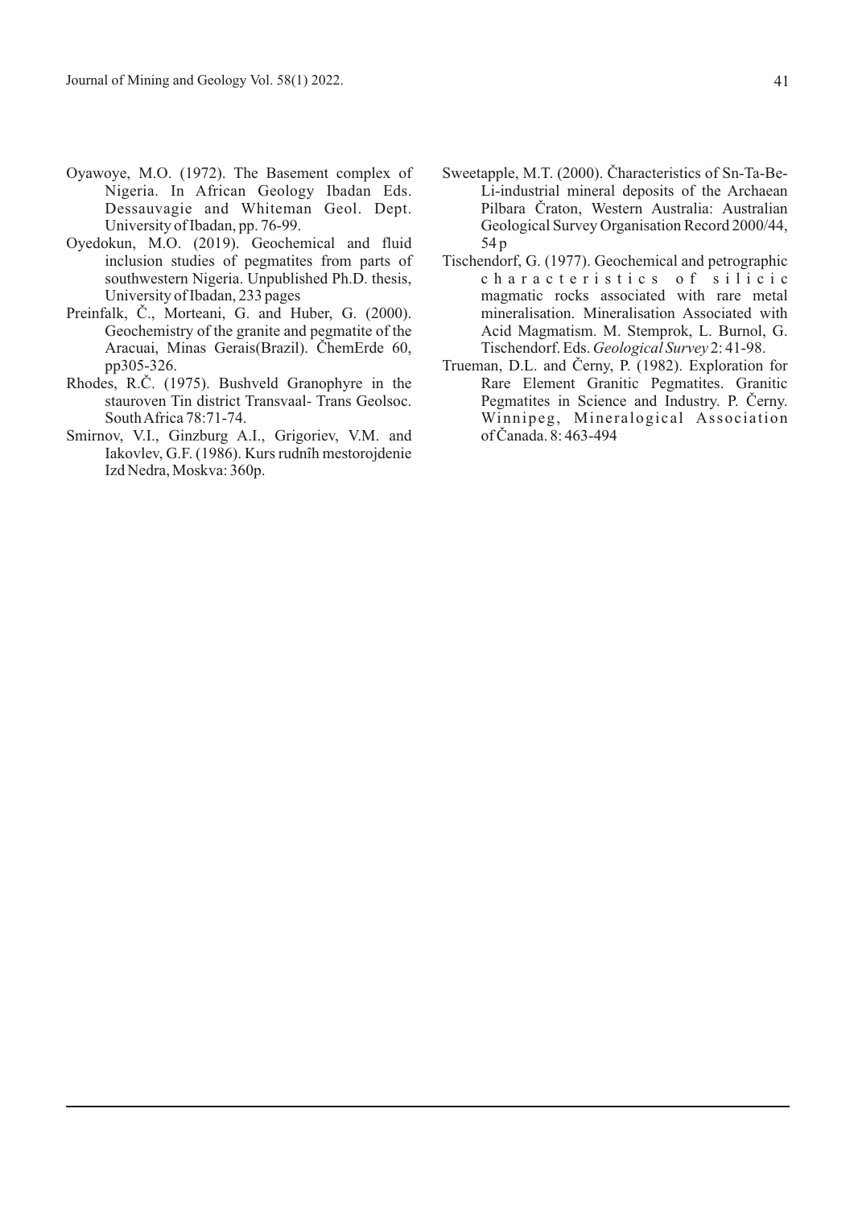Oyawoye, M.O. (1972). The Basement complex of Nigeria. In African Geology Ibadan Eds. Dessauvagie and Whiteman Geol. Dept. University of Ibadan, pp. 76-99.

Oyedokun, M.O. (2019). Geochemical and fluid inclusion studies of pegmatites from parts of southwestern Nigeria. Unpublished Ph.D. thesis, University of Ibadan, 233 pages

Preinfalk, Č., Morteani, G. and Huber, G. (2000). Geochemistry of the granite and pegmatite of the Aracuai, Minas Gerais(Brazil). ČhemErde 60, pp305-326.

Rhodes, R.Č. (1975). Bushveld Granophyre in the stauroven Tin district Transvaal- Trans Geolsoc. South Africa 78:71-74.

Smirnov, V.I., Ginzburg A.I., Grigoriev, V.M. and Iakovlev, G.F. (1986). Kurs rudnîh mestorojdenie Izd Nedra, Moskva: 360p.

Sweetapple, M.T. (2000). Čharacteristics of Sn-Ta-Be-Li-industrial mineral deposits of the Archaean Pilbara Čraton, Western Australia: Australian Geological Survey Organisation Record 2000/44, 54 p

Tischendorf, G. (1977). Geochemical and petrographic characteristics of silicic magmatic rocks associated with rare metal mineralisation. Mineralisation Associated with Acid Magmatism. M. Stemprok, L. Burnol, G. Tischendorf. Eds. *Geological Survey* 2: 41-98.

Trueman, D.L. and Černy, P. (1982). Exploration for Rare Element Granitic Pegmatites. Granitic Pegmatites in Science and Industry. P. Černy. Winnipeg, Mineralogical Association of Čanada. 8: 463-494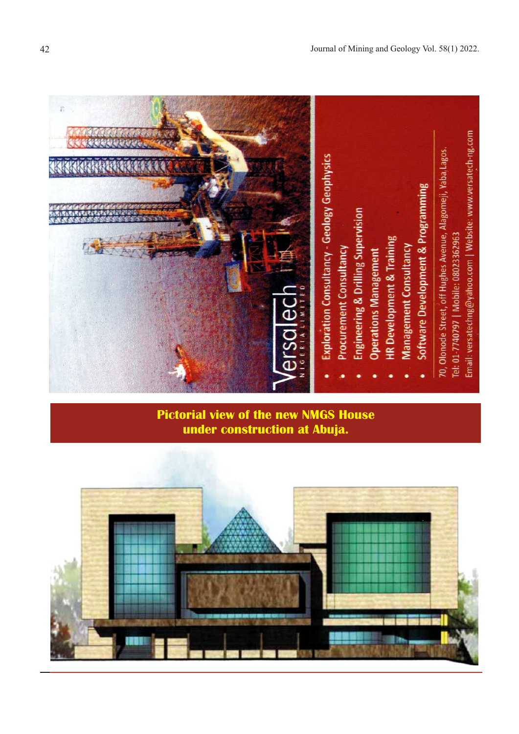VersaTech
NIGERIA LIMITED

- Exploration Consultancy - Geology Geophysics
- Procurement Consultancy
- Engineering & Drilling Supervision
- Operations Management
- HR Development & Training
- Management Consultancy
- Software Development & Programming

70, Olonode Street, off Hughes Avenue, Alagomeji, Yaba, Lagos.
Tel: 01-7740797 | Mobile: 08023362963
Email: versatechng@yahoo.com | Website: www.versatech-ng.com

**Pictorial view of the new NMGS House under construction at Abuja.**